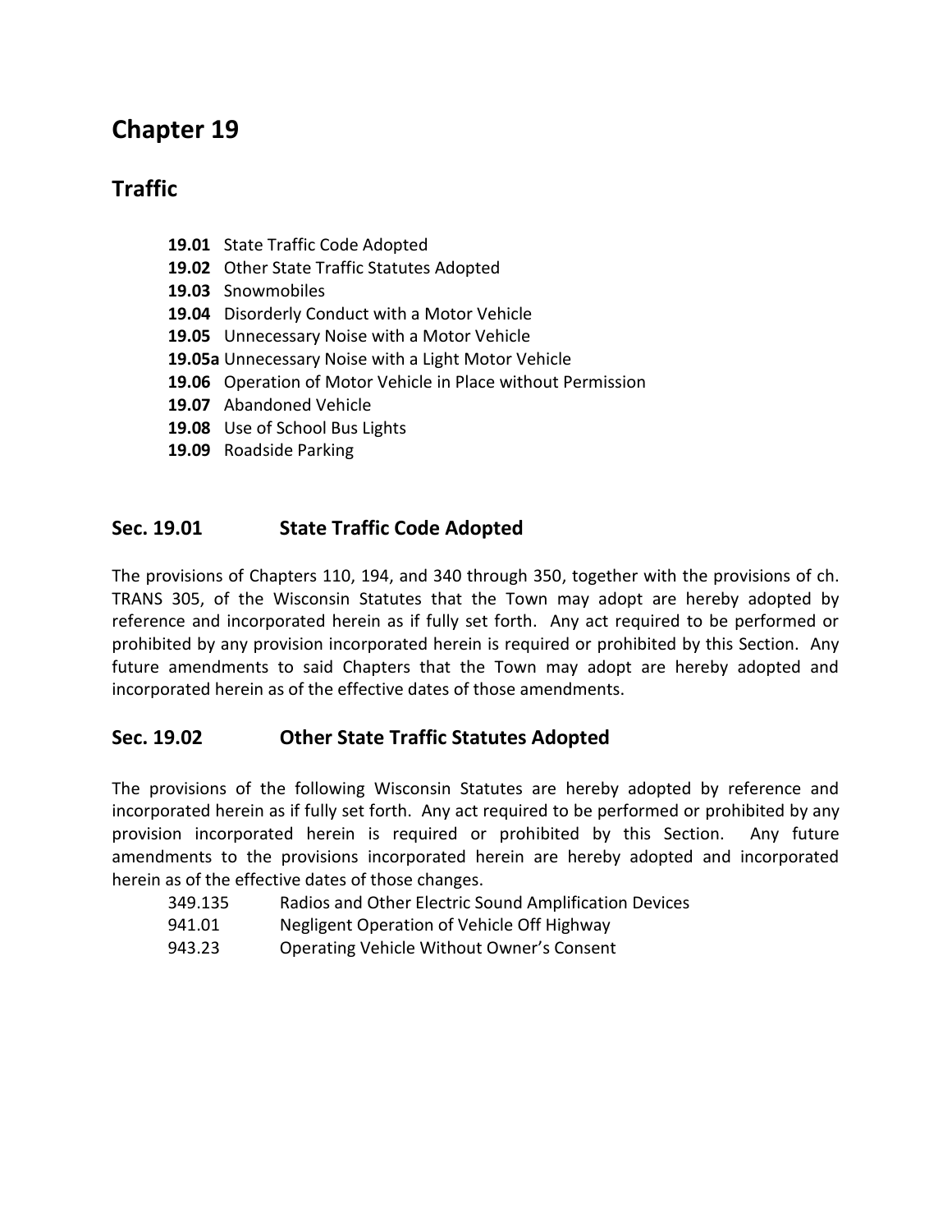# Chapter 19

## Traffic

**19.01** State Traffic Code Adopted
**19.02** Other State Traffic Statutes Adopted
**19.03** Snowmobiles
**19.04** Disorderly Conduct with a Motor Vehicle
**19.05** Unnecessary Noise with a Motor Vehicle
**19.05a** Unnecessary Noise with a Light Motor Vehicle
**19.06** Operation of Motor Vehicle in Place without Permission
**19.07** Abandoned Vehicle
**19.08** Use of School Bus Lights
**19.09** Roadside Parking

### Sec. 19.01 State Traffic Code Adopted

The provisions of Chapters 110, 194, and 340 through 350, together with the provisions of ch. TRANS 305, of the Wisconsin Statutes that the Town may adopt are hereby adopted by reference and incorporated herein as if fully set forth. Any act required to be performed or prohibited by any provision incorporated herein is required or prohibited by this Section. Any future amendments to said Chapters that the Town may adopt are hereby adopted and incorporated herein as of the effective dates of those amendments.

### Sec. 19.02 Other State Traffic Statutes Adopted

The provisions of the following Wisconsin Statutes are hereby adopted by reference and incorporated herein as if fully set forth. Any act required to be performed or prohibited by any provision incorporated herein is required or prohibited by this Section. Any future amendments to the provisions incorporated herein are hereby adopted and incorporated herein as of the effective dates of those changes.

349.135 Radios and Other Electric Sound Amplification Devices
941.01 Negligent Operation of Vehicle Off Highway
943.23 Operating Vehicle Without Owner's Consent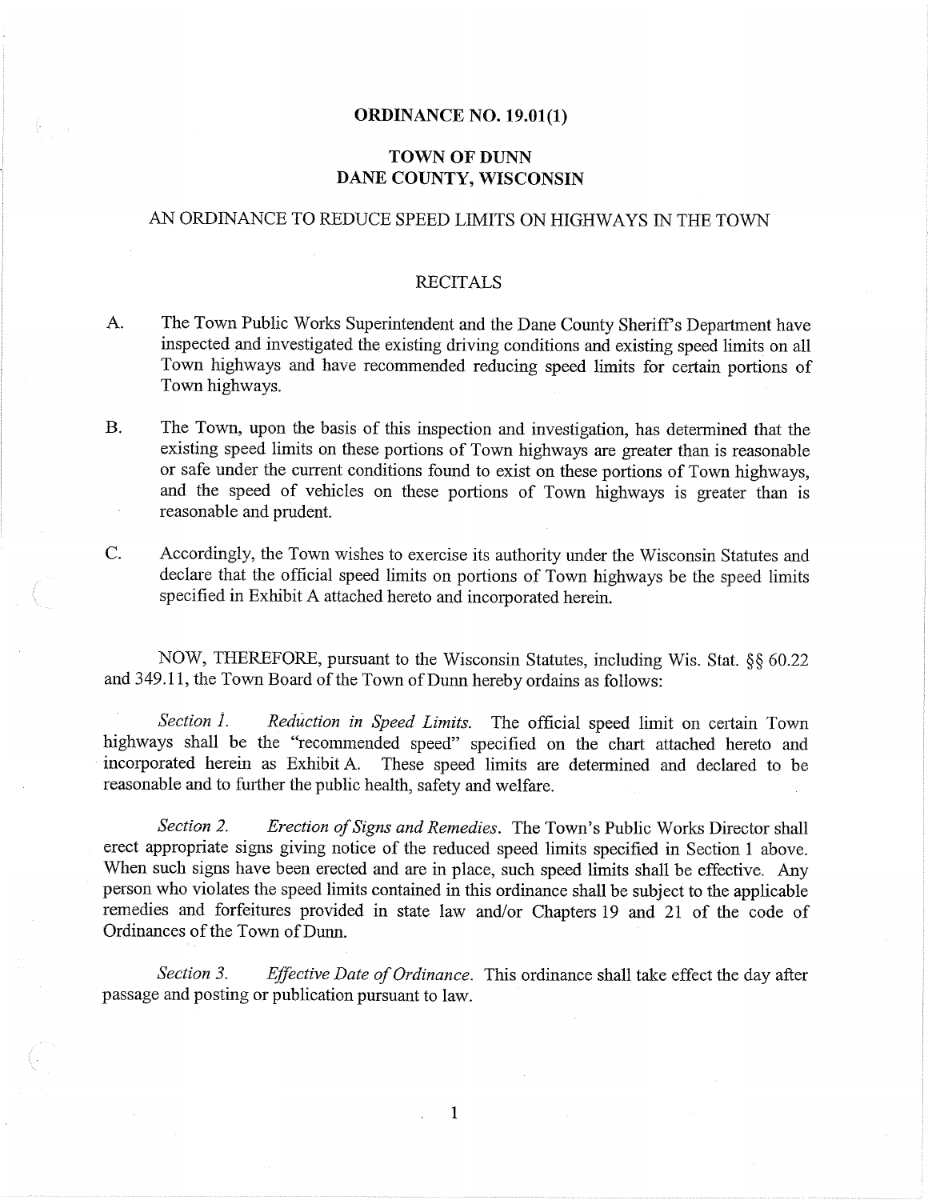# ORDINANCE NO. 19.01(1)

## TOWN OF DUNN
## DANE COUNTY, WISCONSIN

### AN ORDINANCE TO REDUCE SPEED LIMITS ON HIGHWAYS IN THE TOWN

### RECITALS

A. The Town Public Works Superintendent and the Dane County Sheriff's Department have inspected and investigated the existing driving conditions and existing speed limits on all Town highways and have recommended reducing speed limits for certain portions of Town highways.

B. The Town, upon the basis of this inspection and investigation, has determined that the existing speed limits on these portions of Town highways are greater than is reasonable or safe under the current conditions found to exist on these portions of Town highways, and the speed of vehicles on these portions of Town highways is greater than is reasonable and prudent.

C. Accordingly, the Town wishes to exercise its authority under the Wisconsin Statutes and declare that the official speed limits on portions of Town highways be the speed limits specified in Exhibit A attached hereto and incorporated herein.

NOW, THEREFORE, pursuant to the Wisconsin Statutes, including Wis. Stat. §§ 60.22 and 349.11, the Town Board of the Town of Dunn hereby ordains as follows:

*Section 1.* *Reduction in Speed Limits.* The official speed limit on certain Town highways shall be the "recommended speed" specified on the chart attached hereto and incorporated herein as Exhibit A. These speed limits are determined and declared to be reasonable and to further the public health, safety and welfare.

*Section 2.* *Erection of Signs and Remedies.* The Town's Public Works Director shall erect appropriate signs giving notice of the reduced speed limits specified in Section 1 above. When such signs have been erected and are in place, such speed limits shall be effective. Any person who violates the speed limits contained in this ordinance shall be subject to the applicable remedies and forfeitures provided in state law and/or Chapters 19 and 21 of the code of Ordinances of the Town of Dunn.

*Section 3.* *Effective Date of Ordinance.* This ordinance shall take effect the day after passage and posting or publication pursuant to law.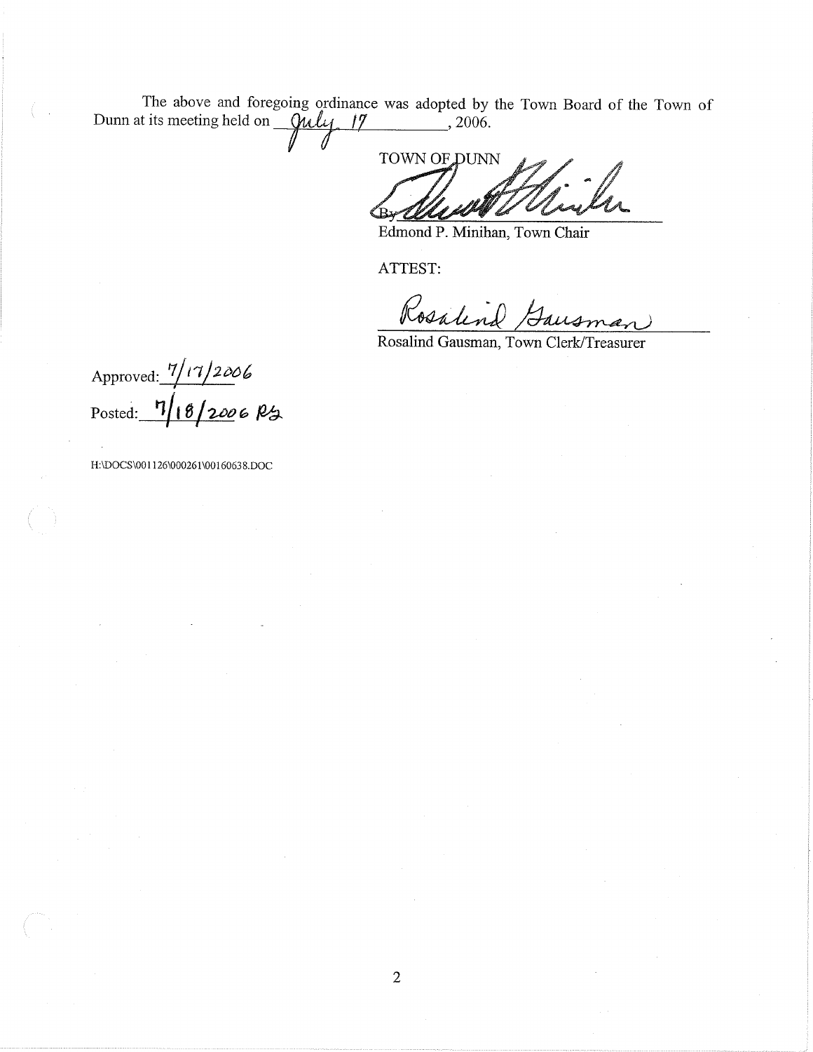The above and foregoing ordinance was adopted by the Town Board of the Town of Dunn at its meeting held on July 17, 2006.

TOWN OF DUNN

By: ______________________

Edmond P. Minihan, Town Chair

ATTEST:

______________________

Rosalind Gausman, Town Clerk/Treasurer

Approved: 7/17/2006

Posted: 7/18/2006 RG

H:\DOCS\001126\000261\00160638.DOC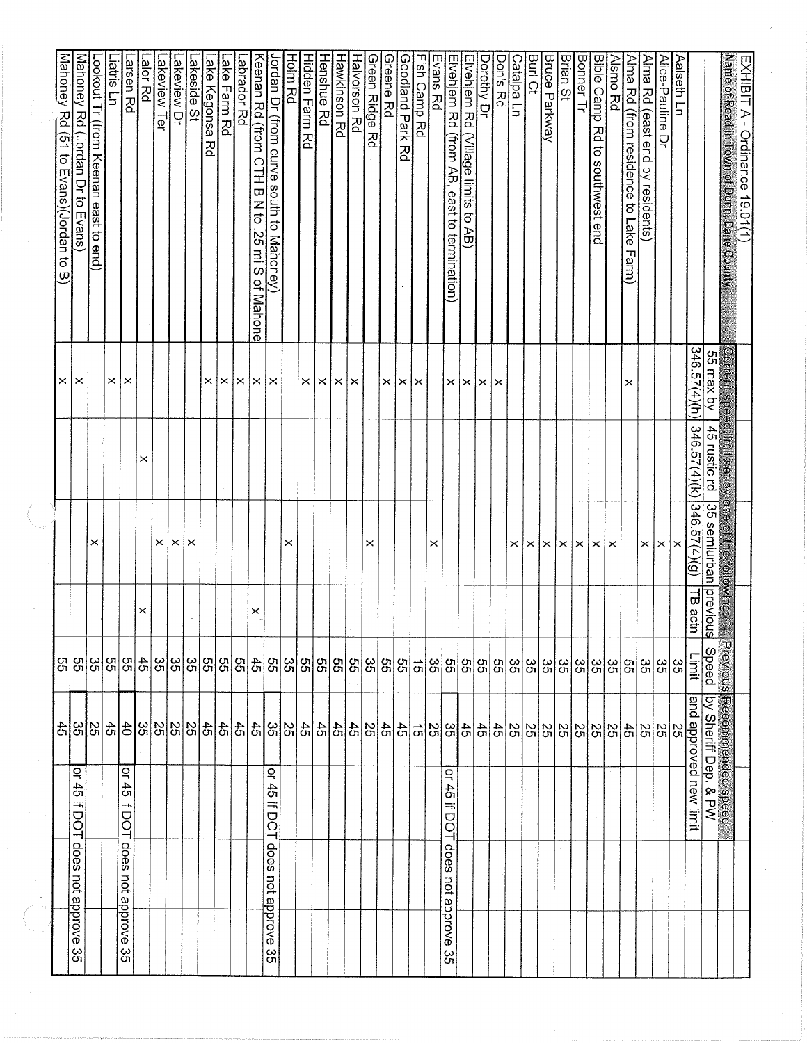EXHIBIT A - Ordinance 19.01(1)

| Name of Road in Town of Dunn, Dane County | Current speed limit set by one of the following: | | | | Previous Speed Limit | Recommended speed by Sheriff Dep. & PW and approved new limit | |
|---|---|---|---|---|---|---|---|
| | 55 max by 346.57(4)(h) | 45 rustic rd 346.57(4)(k) | 35 semiurban 346.57(4)(g) | previous TB actn | | | |
| Aalseth Ln | | | x | | 35 | 25 | |
| Alice-Pauline Dr | | | x | | 35 | 25 | |
| Alma Rd (east end by residents) | | | x | | 35 | 25 | |
| Alma Rd (from residence to Lake Farm) | x | | | | 55 | 45 | |
| Alsmo Rd | | | x | | 35 | 25 | |
| Bible Camp Rd to southwest end | | | x | | 35 | 25 | |
| Bonner Tr | | | x | | 35 | 25 | |
| Brian St | | | x | | 35 | 25 | |
| Bruce Parkway | | | x | | 35 | 25 | |
| Burl Ct | | | x | | 35 | 25 | |
| Catalpa Ln | | | x | | 35 | 25 | |
| Don's Rd | x | | | | 55 | 45 | |
| Dorothy Dr | x | | | | 55 | 45 | |
| Elvehjem Rd (Village limits to AB) | x | | | | 55 | 45 | |
| Elvehjem Rd (from AB, east to termination) | x | | | | 55 | 35 | or 45 if DOT does not approve 35 |
| Evans Rd | | | x | | 35 | 25 | |
| Fish Camp Rd | x | | | | 15 | 15 | |
| Goodland Park Rd | x | | | | 55 | 45 | |
| Greene Rd | x | | | | 55 | 45 | |
| Green Ridge Rd | | | x | | 35 | 25 | |
| Halvorson Rd | x | | | | 55 | 45 | |
| Hawkinson Rd | x | | | | 55 | 45 | |
| Henshue Rd | x | | | | 55 | 45 | |
| Hidden Farm Rd | x | | | | 55 | 45 | |
| Holm Rd | | | x | | 35 | 25 | |
| Jordan Dr (from curve south to Mahoney) | x | | | | 55 | 35 | or 45 if DOT does not approve 35 |
| Keenan Rd (from CTH B N to .25 mi S of Mahone | x | | | x | 45 | 45 | |
| Labrador Rd | x | | | | 55 | 45 | |
| Lake Farm Rd | x | | | | 55 | 45 | |
| Lake Kegonsa Rd | x | | | | 55 | 45 | |
| Lakeside St | | | x | | 35 | 25 | |
| Lakeview Dr | | | x | | 35 | 25 | |
| Lakeview Ter | | | x | | 35 | 25 | |
| Lalor Rd | | x | | x | 45 | 35 | |
| Larsen Rd | x | | | | 55 | 40 | or 45 if DOT does not approve 35 |
| Liatris Ln | x | | | | 55 | 45 | |
| Lookout Tr (from Keenan east to end) | | | x | | 35 | 25 | |
| Mahoney Rd (Jordan Dr to Evans) | x | | | | 55 | 35 | or 45 if DOT does not approve 35 |
| Mahoney Rd (51 to Evans)(Jordan to B) | x | | | | 55 | 45 | |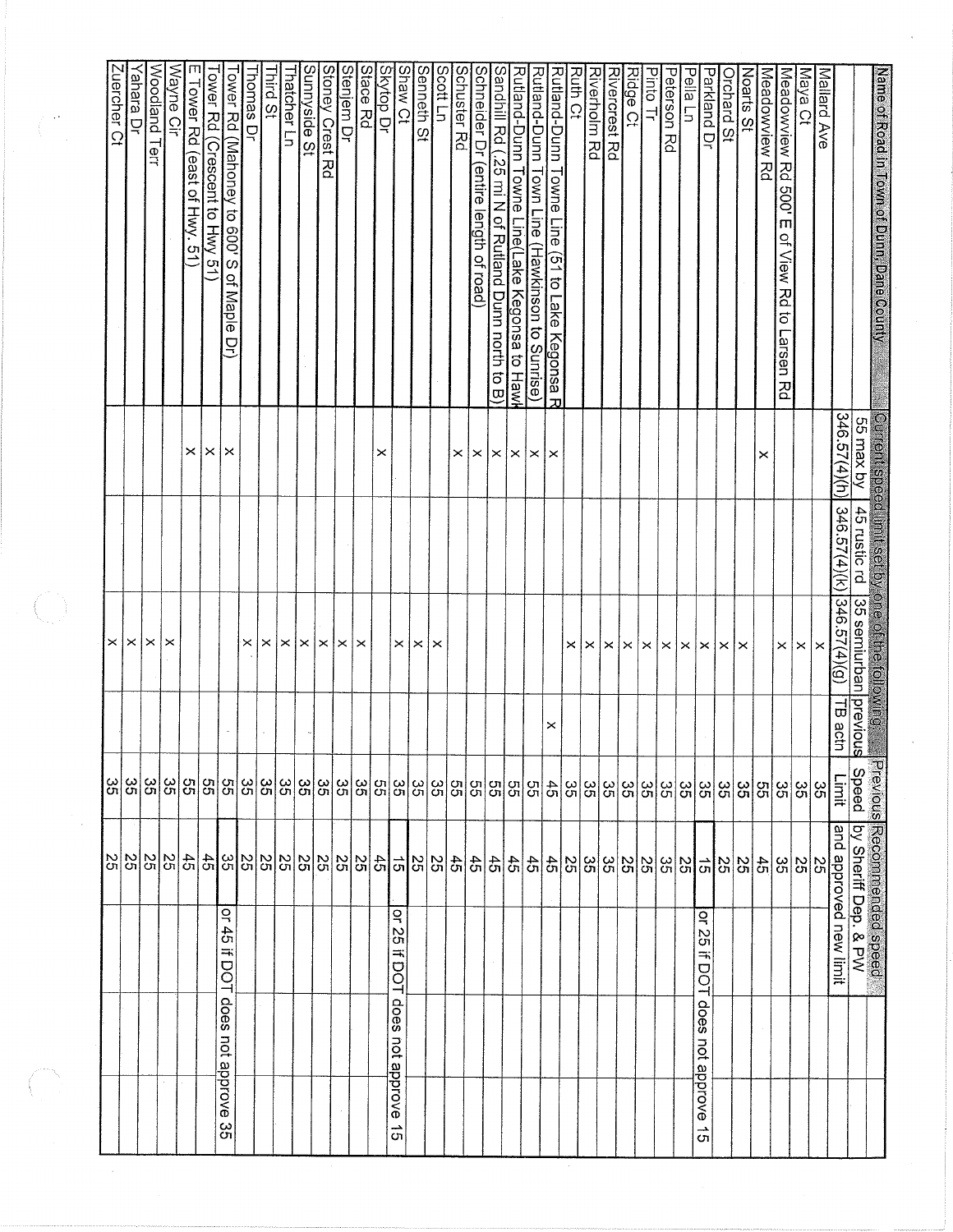| Name of Road in Town of Dunn, Dane County | Current speed limit set by one of the following: 55 max by 346.57(4)(h) | 45 rustic rd 346.57(4)(k) | 35 semiurban 346.57(4)(g) | previous TB actn | Previous Speed Limit | Recommended speed by Sheriff Dep. & PW and approved new limit | |
|---|---|---|---|---|---|---|---|
| Mallard Ave | | | x | | 35 | 25 | |
| Maya Ct | | | x | | 35 | 25 | |
| Meadowview Rd 500' E of View Rd to Larsen Rd | | | x | | 35 | 35 | |
| Meadowview Rd | x | | | | 55 | 45 | |
| Noarts St | | | x | | 35 | 25 | |
| Orchard St | | | x | | 35 | 25 | |
| Parkland Dr | | | x | | 35 | 15 | or 25 if DOT does not approve 15 |
| Pella Ln | | | x | | 35 | 25 | |
| Peterson Rd | | | x | | 35 | 35 | |
| Pinto Tr | | | x | | 35 | 25 | |
| Ridge Ct | | | x | | 35 | 25 | |
| Rivercrest Rd | | | x | | 35 | 35 | |
| Riverholm Rd | | | x | | 35 | 35 | |
| Ruth Ct | | | x | | 35 | 25 | |
| Rutland-Dunn Towne Line (51 to Lake Kegonsa R | x | | | x | 45 | 45 | |
| Rutland-Dunn Town Line (Hawkinson to Sunrise) | x | | | | 55 | 45 | |
| Rutland-Dunn Towne Line(Lake Kegonsa to Hawk | x | | | | 55 | 45 | |
| Sandhill Rd (.25 mi N of Rutland Dunn north to B) | x | | | | 55 | 45 | |
| Schneider Dr (entire length of road) | x | | | | 55 | 45 | |
| Schuster Rd | x | | | | 55 | 45 | |
| Scott Ln | | | x | | 35 | 25 | |
| Senneth St | | | x | | 35 | 25 | |
| Shaw Ct | | | x | | 35 | 15 | or 25 if DOT does not approve 15 |
| Skytop Dr | x | | | | 55 | 45 | |
| Stace Rd | | | x | | 35 | 25 | |
| Stenjem Dr | | | x | | 35 | 25 | |
| Stoney Crest Rd | | | x | | 35 | 25 | |
| Sunnyside St | | | x | | 35 | 25 | |
| Thatcher Ln | | | x | | 35 | 25 | |
| Third St | | | x | | 35 | 25 | |
| Thomas Dr | | | x | | 35 | 25 | |
| Tower Rd (Mahoney to 600' S of Maple Dr) | x | | | | 55 | 35 | or 45 if DOT does not approve 35 |
| Tower Rd (Crescent to Hwy 51) | x | | | | 55 | 45 | |
| E Tower Rd (east of Hwy. 51) | x | | | | 55 | 45 | |
| Wayne Cir | | | x | | 35 | 25 | |
| Woodland Terr | | | x | | 35 | 25 | |
| Yahara Dr | | | x | | 35 | 25 | |
| Zuercher Ct | | | x | | 35 | 25 | |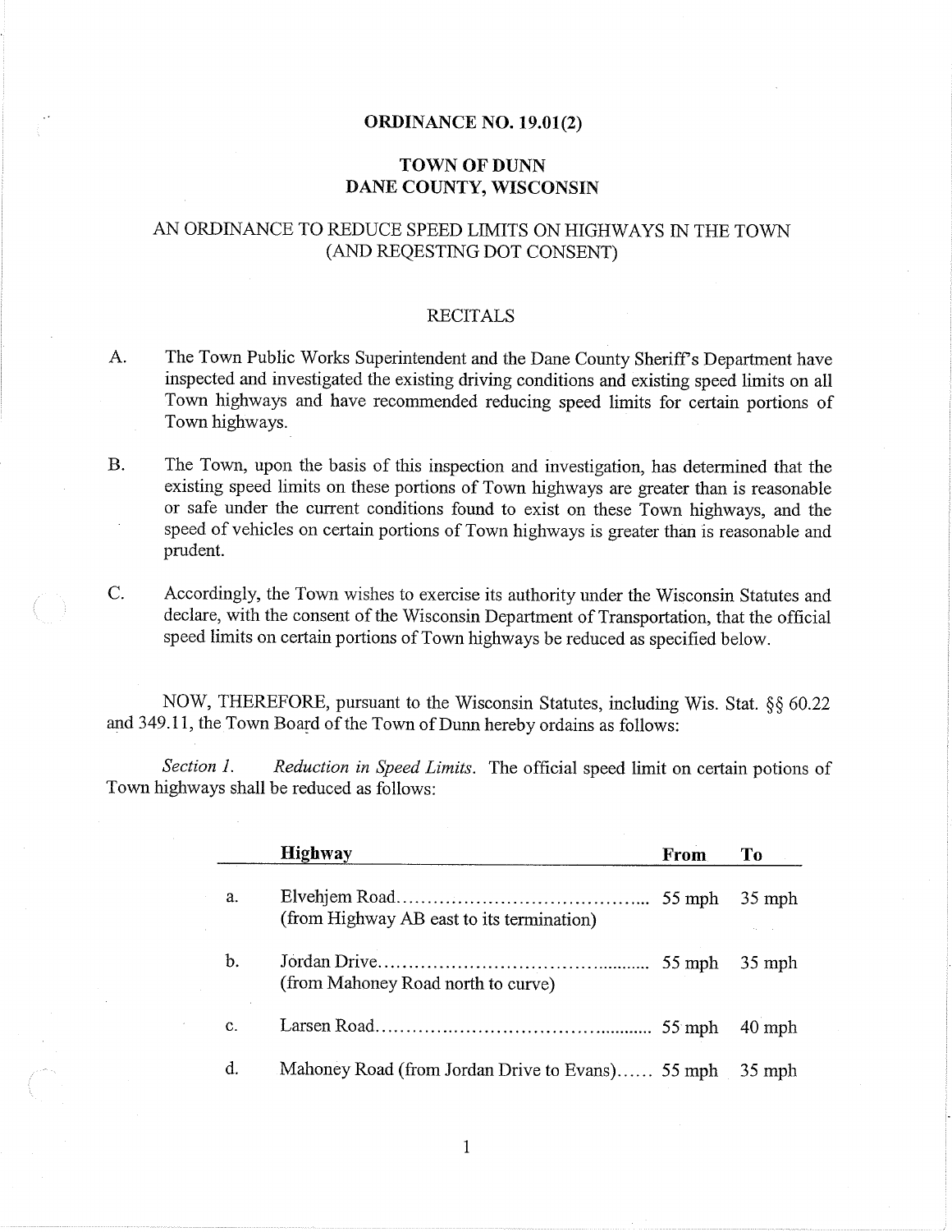**ORDINANCE NO. 19.01(2)**

**TOWN OF DUNN**
**DANE COUNTY, WISCONSIN**

AN ORDINANCE TO REDUCE SPEED LIMITS ON HIGHWAYS IN THE TOWN (AND REQESTING DOT CONSENT)

RECITALS

A. The Town Public Works Superintendent and the Dane County Sheriff's Department have inspected and investigated the existing driving conditions and existing speed limits on all Town highways and have recommended reducing speed limits for certain portions of Town highways.

B. The Town, upon the basis of this inspection and investigation, has determined that the existing speed limits on these portions of Town highways are greater than is reasonable or safe under the current conditions found to exist on these Town highways, and the speed of vehicles on certain portions of Town highways is greater than is reasonable and prudent.

C. Accordingly, the Town wishes to exercise its authority under the Wisconsin Statutes and declare, with the consent of the Wisconsin Department of Transportation, that the official speed limits on certain portions of Town highways be reduced as specified below.

NOW, THEREFORE, pursuant to the Wisconsin Statutes, including Wis. Stat. §§ 60.22 and 349.11, the Town Board of the Town of Dunn hereby ordains as follows:

*Section 1.* *Reduction in Speed Limits.* The official speed limit on certain potions of Town highways shall be reduced as follows:

| | **Highway** | **From** | **To** |
|---|---|---|---|
| a. | Elvehjem Road........................................... (from Highway AB east to its termination) | 55 mph | 35 mph |
| b. | Jordan Drive........................................... (from Mahoney Road north to curve) | 55 mph | 35 mph |
| c. | Larsen Road........................................... | 55 mph | 40 mph |
| d. | Mahoney Road (from Jordan Drive to Evans)...... | 55 mph | 35 mph |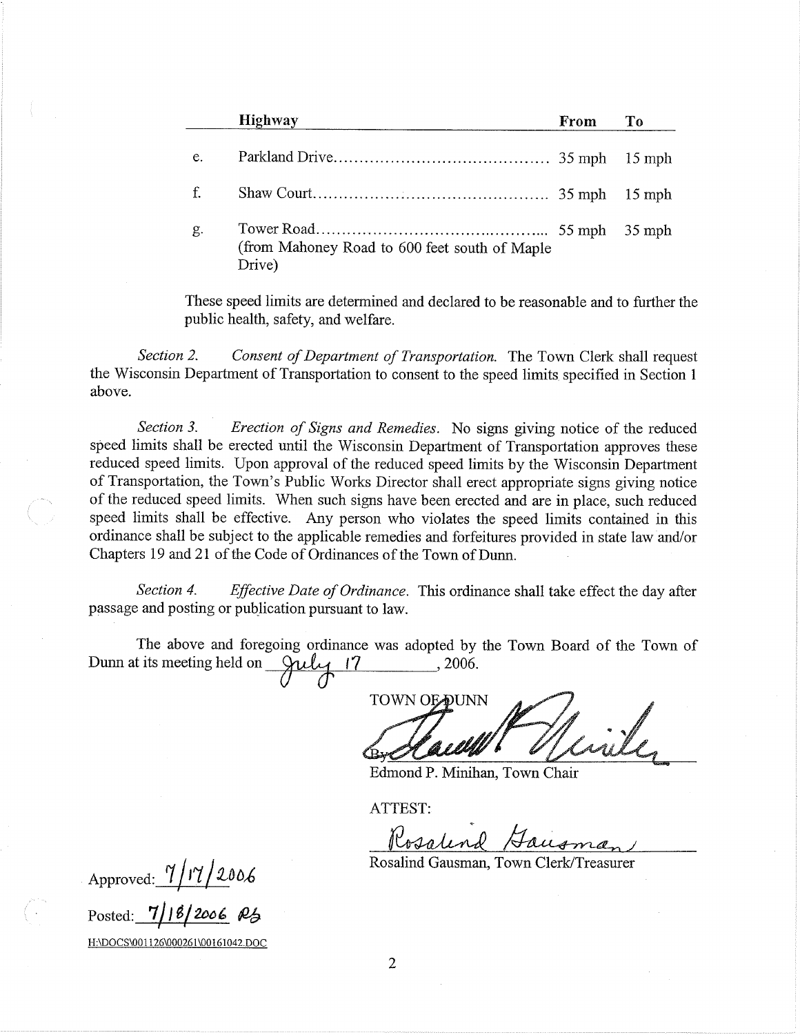| | Highway | From | To |
|---|---|---|---|
| e. | Parkland Drive | 35 mph | 15 mph |
| f. | Shaw Court | 35 mph | 15 mph |
| g. | Tower Road (from Mahoney Road to 600 feet south of Maple Drive) | 55 mph | 35 mph |

These speed limits are determined and declared to be reasonable and to further the public health, safety, and welfare.

*Section 2.* *Consent of Department of Transportation.* The Town Clerk shall request the Wisconsin Department of Transportation to consent to the speed limits specified in Section 1 above.

*Section 3.* *Erection of Signs and Remedies.* No signs giving notice of the reduced speed limits shall be erected until the Wisconsin Department of Transportation approves these reduced speed limits. Upon approval of the reduced speed limits by the Wisconsin Department of Transportation, the Town's Public Works Director shall erect appropriate signs giving notice of the reduced speed limits. When such signs have been erected and are in place, such reduced speed limits shall be effective. Any person who violates the speed limits contained in this ordinance shall be subject to the applicable remedies and forfeitures provided in state law and/or Chapters 19 and 21 of the Code of Ordinances of the Town of Dunn.

*Section 4.* *Effective Date of Ordinance.* This ordinance shall take effect the day after passage and posting or publication pursuant to law.

The above and foregoing ordinance was adopted by the Town Board of the Town of Dunn at its meeting held on July 17, 2006.

TOWN OF DUNN

By: [signature]

Edmond P. Minihan, Town Chair

ATTEST:

[signature] Rosalind Gausman

Rosalind Gausman, Town Clerk/Treasurer

Approved: 7/17/2006

Posted: 7/18/2006 RG

H:\DOCS\001126\000261\00161042.DOC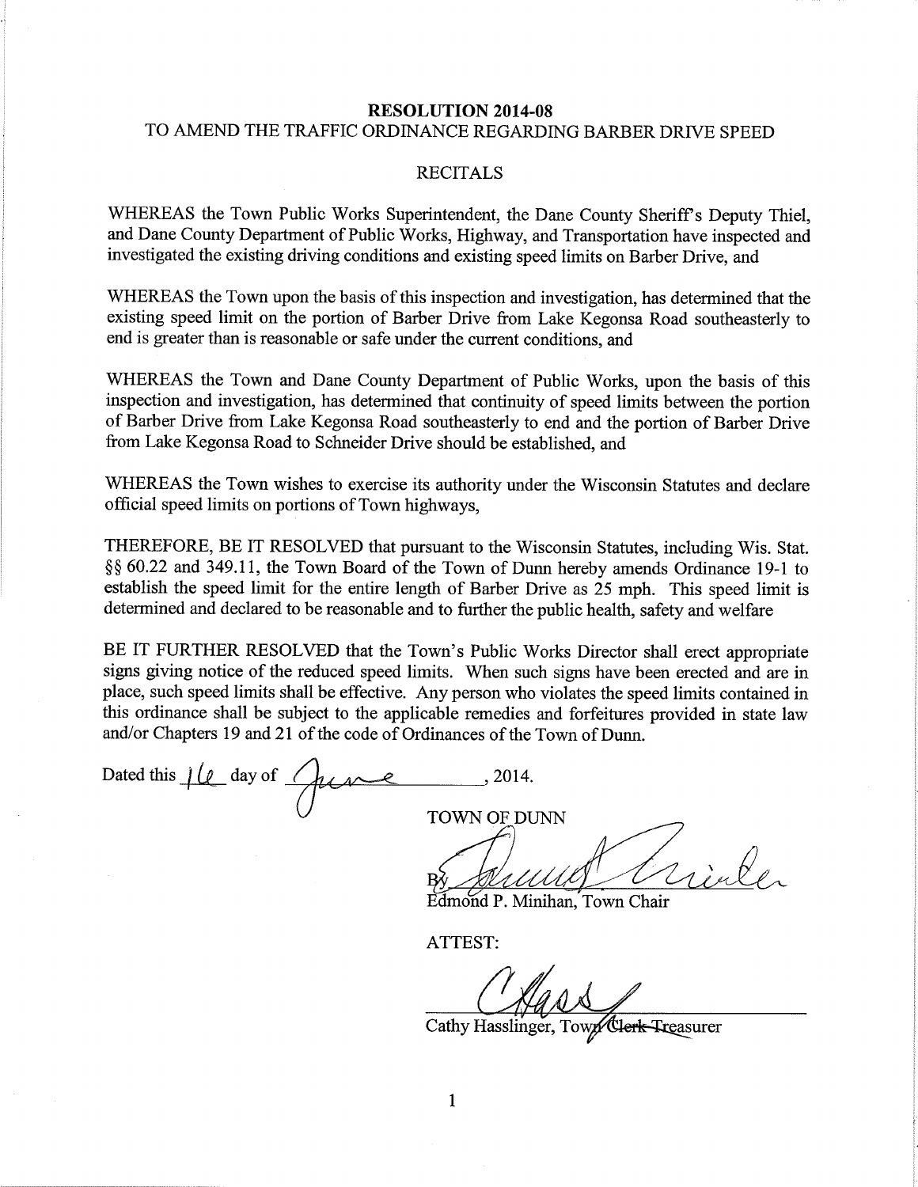# RESOLUTION 2014-08

## TO AMEND THE TRAFFIC ORDINANCE REGARDING BARBER DRIVE SPEED

### RECITALS

WHEREAS the Town Public Works Superintendent, the Dane County Sheriff's Deputy Thiel, and Dane County Department of Public Works, Highway, and Transportation have inspected and investigated the existing driving conditions and existing speed limits on Barber Drive, and

WHEREAS the Town upon the basis of this inspection and investigation, has determined that the existing speed limit on the portion of Barber Drive from Lake Kegonsa Road southeasterly to end is greater than is reasonable or safe under the current conditions, and

WHEREAS the Town and Dane County Department of Public Works, upon the basis of this inspection and investigation, has determined that continuity of speed limits between the portion of Barber Drive from Lake Kegonsa Road southeasterly to end and the portion of Barber Drive from Lake Kegonsa Road to Schneider Drive should be established, and

WHEREAS the Town wishes to exercise its authority under the Wisconsin Statutes and declare official speed limits on portions of Town highways,

THEREFORE, BE IT RESOLVED that pursuant to the Wisconsin Statutes, including Wis. Stat. §§ 60.22 and 349.11, the Town Board of the Town of Dunn hereby amends Ordinance 19-1 to establish the speed limit for the entire length of Barber Drive as 25 mph. This speed limit is determined and declared to be reasonable and to further the public health, safety and welfare

BE IT FURTHER RESOLVED that the Town's Public Works Director shall erect appropriate signs giving notice of the reduced speed limits. When such signs have been erected and are in place, such speed limits shall be effective. Any person who violates the speed limits contained in this ordinance shall be subject to the applicable remedies and forfeitures provided in state law and/or Chapters 19 and 21 of the code of Ordinances of the Town of Dunn.

Dated this 16 day of June, 2014.

TOWN OF DUNN

By Edmond P. Minihan, Town Chair

ATTEST:

Cathy Hasslinger, Town ~~Clerk-Treasurer~~